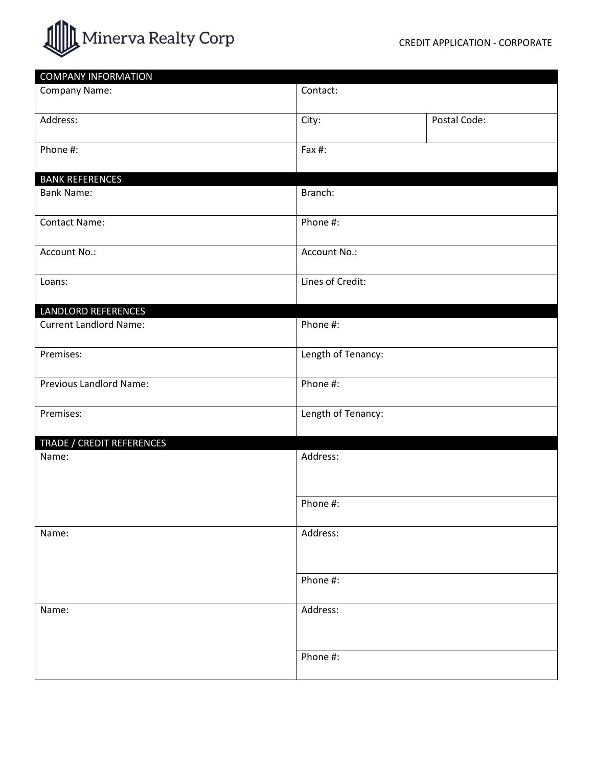Minerva Realty Corp

CREDIT APPLICATION - CORPORATE

| COMPANY INFORMATION | | |
|---|---|---|
| Company Name: | Contact: | |
| Address: | City: | Postal Code: |
| Phone #: | Fax #: | |

| BANK REFERENCES | |
|---|---|
| Bank Name: | Branch: |
| Contact Name: | Phone #: |
| Account No.: | Account No.: |
| Loans: | Lines of Credit: |

| LANDLORD REFERENCES | |
|---|---|
| Current Landlord Name: | Phone #: |
| Premises: | Length of Tenancy: |
| Previous Landlord Name: | Phone #: |
| Premises: | Length of Tenancy: |

| TRADE / CREDIT REFERENCES | |
|---|---|
| Name: | Address: |
| | Phone #: |
| Name: | Address: |
| | Phone #: |
| Name: | Address: |
| | Phone #: |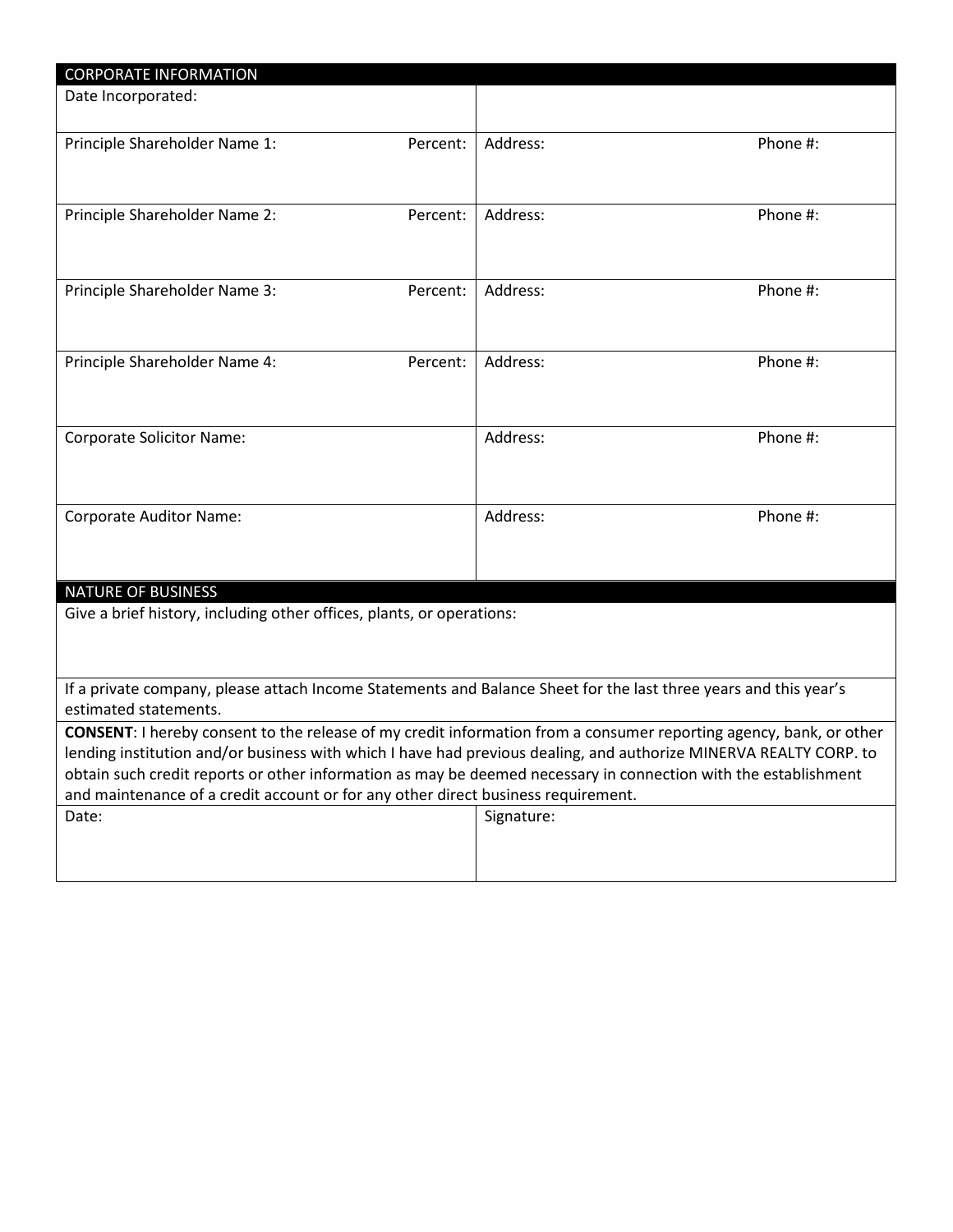## CORPORATE INFORMATION

| | |
|---|---|
| Date Incorporated: | |
| Principle Shareholder Name 1: Percent: | Address: Phone #: |
| Principle Shareholder Name 2: Percent: | Address: Phone #: |
| Principle Shareholder Name 3: Percent: | Address: Phone #: |
| Principle Shareholder Name 4: Percent: | Address: Phone #: |
| Corporate Solicitor Name: | Address: Phone #: |
| Corporate Auditor Name: | Address: Phone #: |

## NATURE OF BUSINESS

Give a brief history, including other offices, plants, or operations:

If a private company, please attach Income Statements and Balance Sheet for the last three years and this year's estimated statements.

**CONSENT**: I hereby consent to the release of my credit information from a consumer reporting agency, bank, or other lending institution and/or business with which I have had previous dealing, and authorize MINERVA REALTY CORP. to obtain such credit reports or other information as may be deemed necessary in connection with the establishment and maintenance of a credit account or for any other direct business requirement.

| | |
|---|---|
| Date: | Signature: |